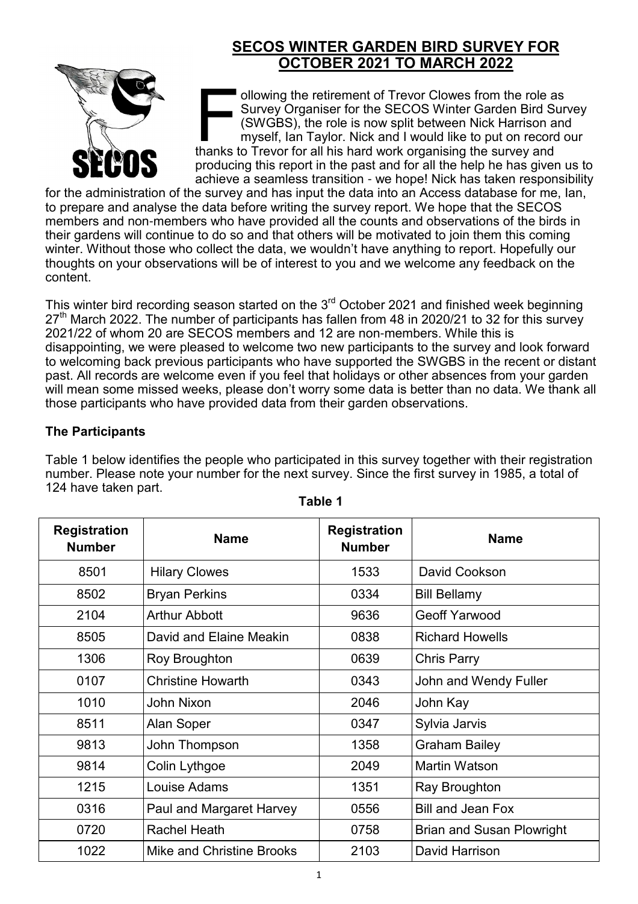## SECOS WINTER GARDEN BIRD SURVEY FOR OCTOBER 2021 TO MARCH 2022

Following the retirement of Trevor Clowes from the role as Survey Organiser for the SECOS Winter Garden Bird Survey (SWGBS), the role is now split between Nick Harrison and myself, Ian Taylor. Nick and I would like to put on record our thanks to Trevor for all his hard work organising the survey and producing this report in the past and for all the help he has given us to achieve a seamless transition - we hope! Nick has taken responsibility for the administration of the survey and has input the data into an Access database for me, Ian, to prepare and analyse the data before writing the survey report. We hope that the SECOS members and non-members who have provided all the counts and observations of the birds in their gardens will continue to do so and that others will be motivated to join them this coming winter. Without those who collect the data, we wouldn't have anything to report. Hopefully our thoughts on your observations will be of interest to you and we welcome any feedback on the content.

This winter bird recording season started on the 3rd October 2021 and finished week beginning 27th March 2022. The number of participants has fallen from 48 in 2020/21 to 32 for this survey 2021/22 of whom 20 are SECOS members and 12 are non-members. While this is disappointing, we were pleased to welcome two new participants to the survey and look forward to welcoming back previous participants who have supported the SWGBS in the recent or distant past. All records are welcome even if you feel that holidays or other absences from your garden will mean some missed weeks, please don't worry some data is better than no data. We thank all those participants who have provided data from their garden observations.

### The Participants

Table 1 below identifies the people who participated in this survey together with their registration number. Please note your number for the next survey. Since the first survey in 1985, a total of 124 have taken part.

**Table 1**

| Registration Number | Name | Registration Number | Name |
|---|---|---|---|
| 8501 | Hilary Clowes | 1533 | David Cookson |
| 8502 | Bryan Perkins | 0334 | Bill Bellamy |
| 2104 | Arthur Abbott | 9636 | Geoff Yarwood |
| 8505 | David and Elaine Meakin | 0838 | Richard Howells |
| 1306 | Roy Broughton | 0639 | Chris Parry |
| 0107 | Christine Howarth | 0343 | John and Wendy Fuller |
| 1010 | John Nixon | 2046 | John Kay |
| 8511 | Alan Soper | 0347 | Sylvia Jarvis |
| 9813 | John Thompson | 1358 | Graham Bailey |
| 9814 | Colin Lythgoe | 2049 | Martin Watson |
| 1215 | Louise Adams | 1351 | Ray Broughton |
| 0316 | Paul and Margaret Harvey | 0556 | Bill and Jean Fox |
| 0720 | Rachel Heath | 0758 | Brian and Susan Plowright |
| 1022 | Mike and Christine Brooks | 2103 | David Harrison |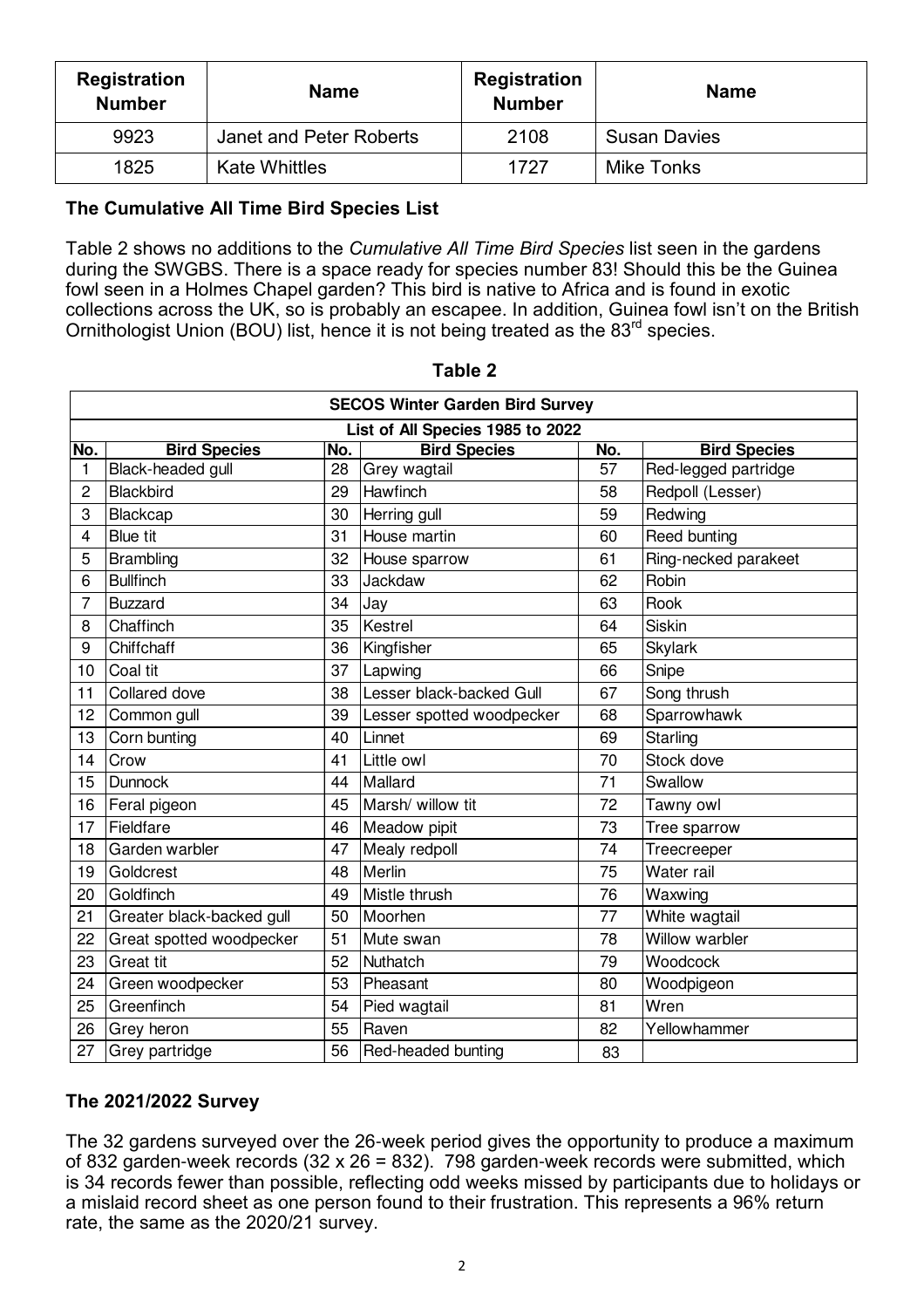| Registration Number | Name | Registration Number | Name |
|---|---|---|---|
| 9923 | Janet and Peter Roberts | 2108 | Susan Davies |
| 1825 | Kate Whittles | 1727 | Mike Tonks |

### The Cumulative All Time Bird Species List

Table 2 shows no additions to the *Cumulative All Time Bird Species* list seen in the gardens during the SWGBS. There is a space ready for species number 83! Should this be the Guinea fowl seen in a Holmes Chapel garden? This bird is native to Africa and is found in exotic collections across the UK, so is probably an escapee. In addition, Guinea fowl isn't on the British Ornithologist Union (BOU) list, hence it is not being treated as the 83rd species.

**Table 2**

| SECOS Winter Garden Bird Survey | | | | | |
|---|---|---|---|---|---|
| List of All Species 1985 to 2022 | | | | | |
| **No.** | **Bird Species** | **No.** | **Bird Species** | **No.** | **Bird Species** |
| 1 | Black-headed gull | 28 | Grey wagtail | 57 | Red-legged partridge |
| 2 | Blackbird | 29 | Hawfinch | 58 | Redpoll (Lesser) |
| 3 | Blackcap | 30 | Herring gull | 59 | Redwing |
| 4 | Blue tit | 31 | House martin | 60 | Reed bunting |
| 5 | Brambling | 32 | House sparrow | 61 | Ring-necked parakeet |
| 6 | Bullfinch | 33 | Jackdaw | 62 | Robin |
| 7 | Buzzard | 34 | Jay | 63 | Rook |
| 8 | Chaffinch | 35 | Kestrel | 64 | Siskin |
| 9 | Chiffchaff | 36 | Kingfisher | 65 | Skylark |
| 10 | Coal tit | 37 | Lapwing | 66 | Snipe |
| 11 | Collared dove | 38 | Lesser black-backed Gull | 67 | Song thrush |
| 12 | Common gull | 39 | Lesser spotted woodpecker | 68 | Sparrowhawk |
| 13 | Corn bunting | 40 | Linnet | 69 | Starling |
| 14 | Crow | 41 | Little owl | 70 | Stock dove |
| 15 | Dunnock | 44 | Mallard | 71 | Swallow |
| 16 | Feral pigeon | 45 | Marsh/ willow tit | 72 | Tawny owl |
| 17 | Fieldfare | 46 | Meadow pipit | 73 | Tree sparrow |
| 18 | Garden warbler | 47 | Mealy redpoll | 74 | Treecreeper |
| 19 | Goldcrest | 48 | Merlin | 75 | Water rail |
| 20 | Goldfinch | 49 | Mistle thrush | 76 | Waxwing |
| 21 | Greater black-backed gull | 50 | Moorhen | 77 | White wagtail |
| 22 | Great spotted woodpecker | 51 | Mute swan | 78 | Willow warbler |
| 23 | Great tit | 52 | Nuthatch | 79 | Woodcock |
| 24 | Green woodpecker | 53 | Pheasant | 80 | Woodpigeon |
| 25 | Greenfinch | 54 | Pied wagtail | 81 | Wren |
| 26 | Grey heron | 55 | Raven | 82 | Yellowhammer |
| 27 | Grey partridge | 56 | Red-headed bunting | 83 | |

### The 2021/2022 Survey

The 32 gardens surveyed over the 26-week period gives the opportunity to produce a maximum of 832 garden-week records (32 x 26 = 832). 798 garden-week records were submitted, which is 34 records fewer than possible, reflecting odd weeks missed by participants due to holidays or a mislaid record sheet as one person found to their frustration. This represents a 96% return rate, the same as the 2020/21 survey.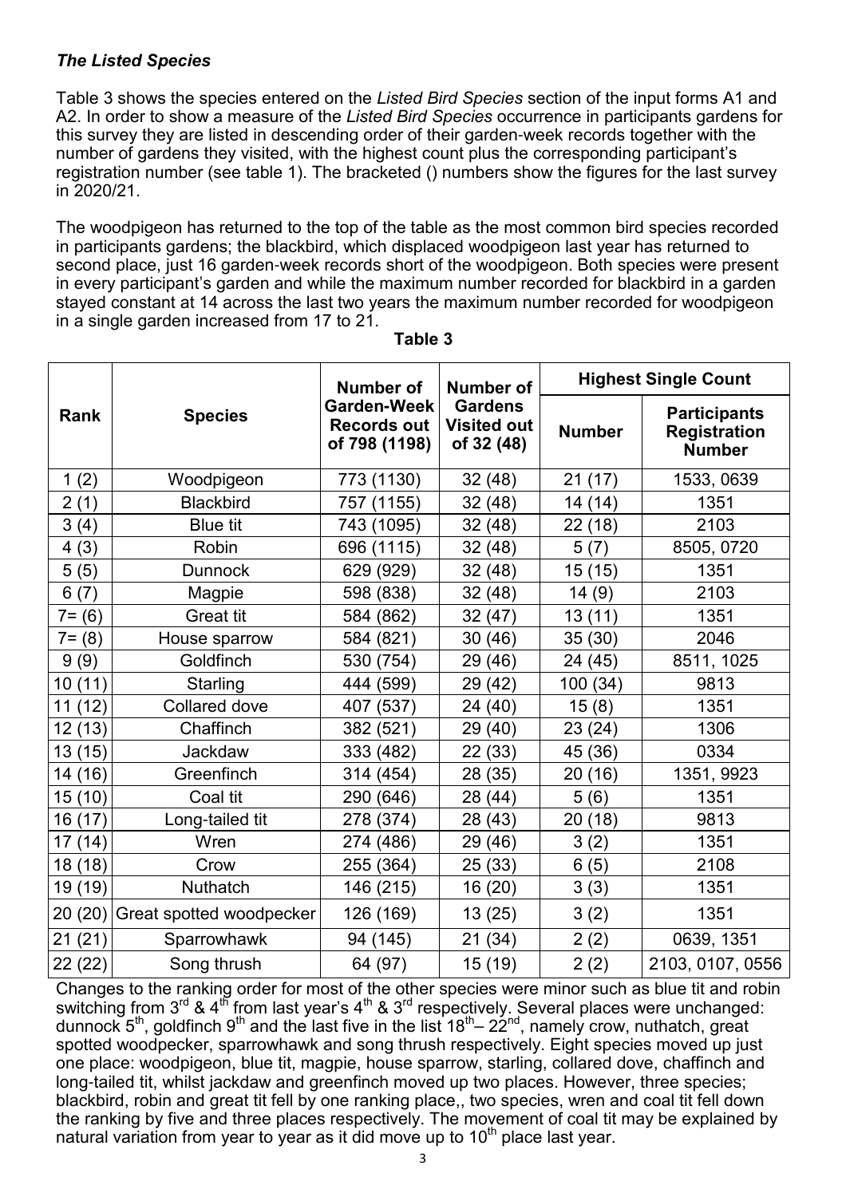### *The Listed Species*

Table 3 shows the species entered on the *Listed Bird Species* section of the input forms A1 and A2. In order to show a measure of the *Listed Bird Species* occurrence in participants gardens for this survey they are listed in descending order of their garden-week records together with the number of gardens they visited, with the highest count plus the corresponding participant's registration number (see table 1). The bracketed () numbers show the figures for the last survey in 2020/21.

The woodpigeon has returned to the top of the table as the most common bird species recorded in participants gardens; the blackbird, which displaced woodpigeon last year has returned to second place, just 16 garden-week records short of the woodpigeon. Both species were present in every participant's garden and while the maximum number recorded for blackbird in a garden stayed constant at 14 across the last two years the maximum number recorded for woodpigeon in a single garden increased from 17 to 21.

**Table 3**

| Rank | Species | Number of Garden-Week Records out of 798 (1198) | Number of Gardens Visited out of 32 (48) | Highest Single Count | |
|---|---|---|---|---|---|
| | | | | Number | Participants Registration Number |
| 1 (2) | Woodpigeon | 773 (1130) | 32 (48) | 21 (17) | 1533, 0639 |
| 2 (1) | Blackbird | 757 (1155) | 32 (48) | 14 (14) | 1351 |
| 3 (4) | Blue tit | 743 (1095) | 32 (48) | 22 (18) | 2103 |
| 4 (3) | Robin | 696 (1115) | 32 (48) | 5 (7) | 8505, 0720 |
| 5 (5) | Dunnock | 629 (929) | 32 (48) | 15 (15) | 1351 |
| 6 (7) | Magpie | 598 (838) | 32 (48) | 14 (9) | 2103 |
| 7= (6) | Great tit | 584 (862) | 32 (47) | 13 (11) | 1351 |
| 7= (8) | House sparrow | 584 (821) | 30 (46) | 35 (30) | 2046 |
| 9 (9) | Goldfinch | 530 (754) | 29 (46) | 24 (45) | 8511, 1025 |
| 10 (11) | Starling | 444 (599) | 29 (42) | 100 (34) | 9813 |
| 11 (12) | Collared dove | 407 (537) | 24 (40) | 15 (8) | 1351 |
| 12 (13) | Chaffinch | 382 (521) | 29 (40) | 23 (24) | 1306 |
| 13 (15) | Jackdaw | 333 (482) | 22 (33) | 45 (36) | 0334 |
| 14 (16) | Greenfinch | 314 (454) | 28 (35) | 20 (16) | 1351, 9923 |
| 15 (10) | Coal tit | 290 (646) | 28 (44) | 5 (6) | 1351 |
| 16 (17) | Long-tailed tit | 278 (374) | 28 (43) | 20 (18) | 9813 |
| 17 (14) | Wren | 274 (486) | 29 (46) | 3 (2) | 1351 |
| 18 (18) | Crow | 255 (364) | 25 (33) | 6 (5) | 2108 |
| 19 (19) | Nuthatch | 146 (215) | 16 (20) | 3 (3) | 1351 |
| 20 (20) | Great spotted woodpecker | 126 (169) | 13 (25) | 3 (2) | 1351 |
| 21 (21) | Sparrowhawk | 94 (145) | 21 (34) | 2 (2) | 0639, 1351 |
| 22 (22) | Song thrush | 64 (97) | 15 (19) | 2 (2) | 2103, 0107, 0556 |

Changes to the ranking order for most of the other species were minor such as blue tit and robin switching from 3rd & 4th from last year's 4th & 3rd respectively. Several places were unchanged: dunnock 5th, goldfinch 9th and the last five in the list 18th– 22nd, namely crow, nuthatch, great spotted woodpecker, sparrowhawk and song thrush respectively. Eight species moved up just one place: woodpigeon, blue tit, magpie, house sparrow, starling, collared dove, chaffinch and long-tailed tit, whilst jackdaw and greenfinch moved up two places. However, three species; blackbird, robin and great tit fell by one ranking place,, two species, wren and coal tit fell down the ranking by five and three places respectively. The movement of coal tit may be explained by natural variation from year to year as it did move up to 10th place last year.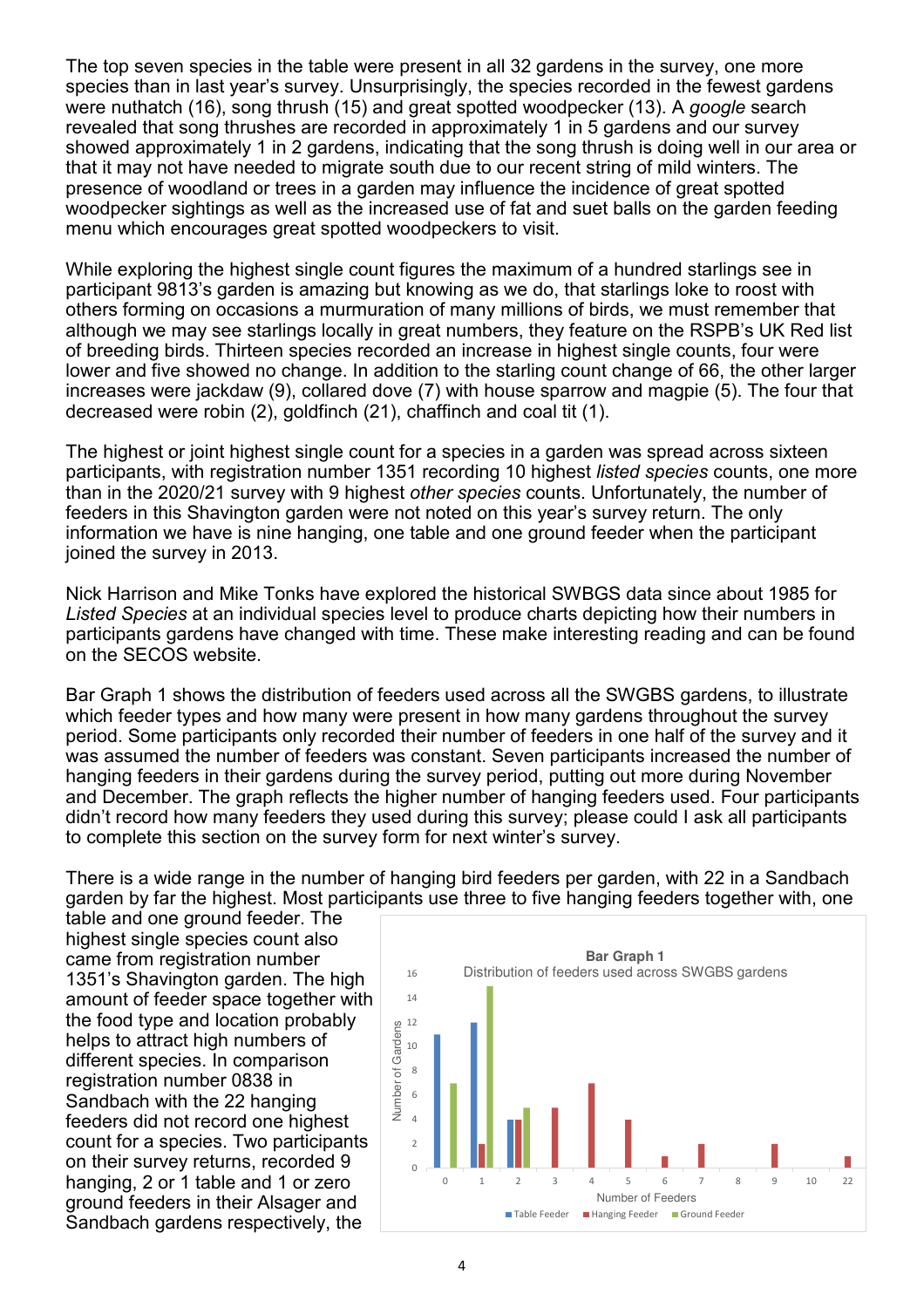The top seven species in the table were present in all 32 gardens in the survey, one more species than in last year's survey. Unsurprisingly, the species recorded in the fewest gardens were nuthatch (16), song thrush (15) and great spotted woodpecker (13). A *google* search revealed that song thrushes are recorded in approximately 1 in 5 gardens and our survey showed approximately 1 in 2 gardens, indicating that the song thrush is doing well in our area or that it may not have needed to migrate south due to our recent string of mild winters. The presence of woodland or trees in a garden may influence the incidence of great spotted woodpecker sightings as well as the increased use of fat and suet balls on the garden feeding menu which encourages great spotted woodpeckers to visit.

While exploring the highest single count figures the maximum of a hundred starlings see in participant 9813's garden is amazing but knowing as we do, that starlings loke to roost with others forming on occasions a murmuration of many millions of birds, we must remember that although we may see starlings locally in great numbers, they feature on the RSPB's UK Red list of breeding birds. Thirteen species recorded an increase in highest single counts, four were lower and five showed no change. In addition to the starling count change of 66, the other larger increases were jackdaw (9), collared dove (7) with house sparrow and magpie (5). The four that decreased were robin (2), goldfinch (21), chaffinch and coal tit (1).

The highest or joint highest single count for a species in a garden was spread across sixteen participants, with registration number 1351 recording 10 highest *listed species* counts, one more than in the 2020/21 survey with 9 highest *other species* counts. Unfortunately, the number of feeders in this Shavington garden were not noted on this year's survey return. The only information we have is nine hanging, one table and one ground feeder when the participant joined the survey in 2013.

Nick Harrison and Mike Tonks have explored the historical SWBGS data since about 1985 for *Listed Species* at an individual species level to produce charts depicting how their numbers in participants gardens have changed with time. These make interesting reading and can be found on the SECOS website.

Bar Graph 1 shows the distribution of feeders used across all the SWGBS gardens, to illustrate which feeder types and how many were present in how many gardens throughout the survey period. Some participants only recorded their number of feeders in one half of the survey and it was assumed the number of feeders was constant. Seven participants increased the number of hanging feeders in their gardens during the survey period, putting out more during November and December. The graph reflects the higher number of hanging feeders used. Four participants didn't record how many feeders they used during this survey; please could I ask all participants to complete this section on the survey form for next winter's survey.

There is a wide range in the number of hanging bird feeders per garden, with 22 in a Sandbach garden by far the highest. Most participants use three to five hanging feeders together with, one table and one ground feeder. The highest single species count also came from registration number 1351's Shavington garden. The high amount of feeder space together with the food type and location probably helps to attract high numbers of different species. In comparison registration number 0838 in Sandbach with the 22 hanging feeders did not record one highest count for a species. Two participants on their survey returns, recorded 9 hanging, 2 or 1 table and 1 or zero ground feeders in their Alsager and Sandbach gardens respectively, the

**Bar Graph 1**
Distribution of feeders used across SWGBS gardens

| Number of Feeders | Table Feeder | Hanging Feeder | Ground Feeder |
|---|---|---|---|
| 0 | 11 | | 7 |
| 1 | 12 | 2 | 15 |
| 2 | 4 | 4 | 5 |
| 3 | | 5 | |
| 4 | | 7 | |
| 5 | | 4 | |
| 6 | | 1 | |
| 7 | | 2 | |
| 8 | | | |
| 9 | | 2 | |
| 10 | | | |
| 22 | | 1 | |

(Y-axis: Number of Gardens; X-axis: Number of Feeders)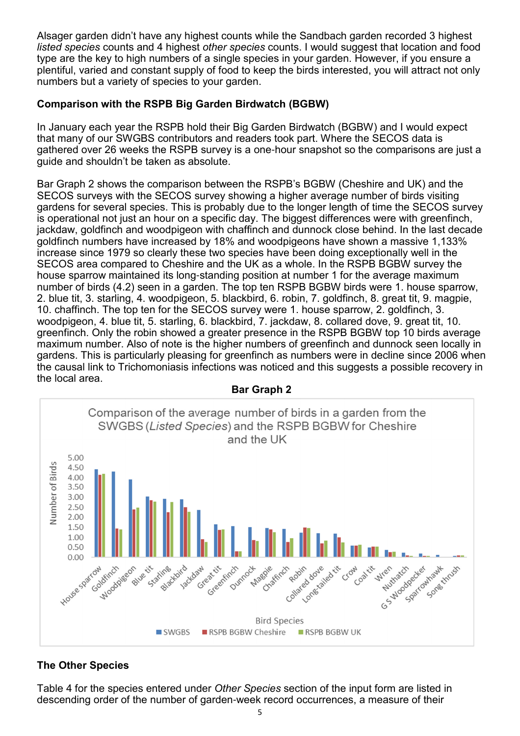Alsager garden didn't have any highest counts while the Sandbach garden recorded 3 highest *listed species* counts and 4 highest *other species* counts. I would suggest that location and food type are the key to high numbers of a single species in your garden. However, if you ensure a plentiful, varied and constant supply of food to keep the birds interested, you will attract not only numbers but a variety of species to your garden.

**Comparison with the RSPB Big Garden Birdwatch (BGBW)**

In January each year the RSPB hold their Big Garden Birdwatch (BGBW) and I would expect that many of our SWGBS contributors and readers took part. Where the SECOS data is gathered over 26 weeks the RSPB survey is a one-hour snapshot so the comparisons are just a guide and shouldn't be taken as absolute.

Bar Graph 2 shows the comparison between the RSPB's BGBW (Cheshire and UK) and the SECOS surveys with the SECOS survey showing a higher average number of birds visiting gardens for several species. This is probably due to the longer length of time the SECOS survey is operational not just an hour on a specific day. The biggest differences were with greenfinch, jackdaw, goldfinch and woodpigeon with chaffinch and dunnock close behind. In the last decade goldfinch numbers have increased by 18% and woodpigeons have shown a massive 1,133% increase since 1979 so clearly these two species have been doing exceptionally well in the SECOS area compared to Cheshire and the UK as a whole. In the RSPB BGBW survey the house sparrow maintained its long-standing position at number 1 for the average maximum number of birds (4.2) seen in a garden. The top ten RSPB BGBW birds were 1. house sparrow, 2. blue tit, 3. starling, 4. woodpigeon, 5. blackbird, 6. robin, 7. goldfinch, 8. great tit, 9. magpie, 10. chaffinch. The top ten for the SECOS survey were 1. house sparrow, 2. goldfinch, 3. woodpigeon, 4. blue tit, 5. starling, 6. blackbird, 7. jackdaw, 8. collared dove, 9. great tit, 10. greenfinch. Only the robin showed a greater presence in the RSPB BGBW top 10 birds average maximum number. Also of note is the higher numbers of greenfinch and dunnock seen locally in gardens. This is particularly pleasing for greenfinch as numbers were in decline since 2006 when the causal link to Trichomoniasis infections was noticed and this suggests a possible recovery in the local area.

**Bar Graph 2**

Comparison of the average number of birds in a garden from the SWGBS (*Listed Species*) and the RSPB BGBW for Cheshire and the UK

**The Other Species**

Table 4 for the species entered under *Other Species* section of the input form are listed in descending order of the number of garden-week record occurrences, a measure of their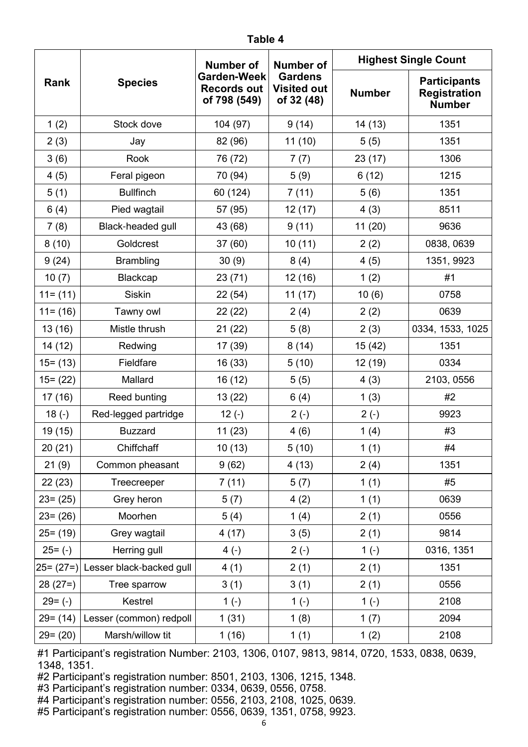**Table 4**

| Rank | Species | Number of Garden-Week Records out of 798 (549) | Number of Gardens Visited out of 32 (48) | Highest Single Count | |
|---|---|---|---|---|---|
| | | | | Number | Participants Registration Number |
| 1 (2) | Stock dove | 104 (97) | 9 (14) | 14 (13) | 1351 |
| 2 (3) | Jay | 82 (96) | 11 (10) | 5 (5) | 1351 |
| 3 (6) | Rook | 76 (72) | 7 (7) | 23 (17) | 1306 |
| 4 (5) | Feral pigeon | 70 (94) | 5 (9) | 6 (12) | 1215 |
| 5 (1) | Bullfinch | 60 (124) | 7 (11) | 5 (6) | 1351 |
| 6 (4) | Pied wagtail | 57 (95) | 12 (17) | 4 (3) | 8511 |
| 7 (8) | Black-headed gull | 43 (68) | 9 (11) | 11 (20) | 9636 |
| 8 (10) | Goldcrest | 37 (60) | 10 (11) | 2 (2) | 0838, 0639 |
| 9 (24) | Brambling | 30 (9) | 8 (4) | 4 (5) | 1351, 9923 |
| 10 (7) | Blackcap | 23 (71) | 12 (16) | 1 (2) | #1 |
| 11= (11) | Siskin | 22 (54) | 11 (17) | 10 (6) | 0758 |
| 11= (16) | Tawny owl | 22 (22) | 2 (4) | 2 (2) | 0639 |
| 13 (16) | Mistle thrush | 21 (22) | 5 (8) | 2 (3) | 0334, 1533, 1025 |
| 14 (12) | Redwing | 17 (39) | 8 (14) | 15 (42) | 1351 |
| 15= (13) | Fieldfare | 16 (33) | 5 (10) | 12 (19) | 0334 |
| 15= (22) | Mallard | 16 (12) | 5 (5) | 4 (3) | 2103, 0556 |
| 17 (16) | Reed bunting | 13 (22) | 6 (4) | 1 (3) | #2 |
| 18 (-) | Red-legged partridge | 12 (-) | 2 (-) | 2 (-) | 9923 |
| 19 (15) | Buzzard | 11 (23) | 4 (6) | 1 (4) | #3 |
| 20 (21) | Chiffchaff | 10 (13) | 5 (10) | 1 (1) | #4 |
| 21 (9) | Common pheasant | 9 (62) | 4 (13) | 2 (4) | 1351 |
| 22 (23) | Treecreeper | 7 (11) | 5 (7) | 1 (1) | #5 |
| 23= (25) | Grey heron | 5 (7) | 4 (2) | 1 (1) | 0639 |
| 23= (26) | Moorhen | 5 (4) | 1 (4) | 2 (1) | 0556 |
| 25= (19) | Grey wagtail | 4 (17) | 3 (5) | 2 (1) | 9814 |
| 25= (-) | Herring gull | 4 (-) | 2 (-) | 1 (-) | 0316, 1351 |
| 25= (27=) | Lesser black-backed gull | 4 (1) | 2 (1) | 2 (1) | 1351 |
| 28 (27=) | Tree sparrow | 3 (1) | 3 (1) | 2 (1) | 0556 |
| 29= (-) | Kestrel | 1 (-) | 1 (-) | 1 (-) | 2108 |
| 29= (14) | Lesser (common) redpoll | 1 (31) | 1 (8) | 1 (7) | 2094 |
| 29= (20) | Marsh/willow tit | 1 (16) | 1 (1) | 1 (2) | 2108 |

#1 Participant's registration Number: 2103, 1306, 0107, 9813, 9814, 0720, 1533, 0838, 0639, 1348, 1351.
#2 Participant's registration number: 8501, 2103, 1306, 1215, 1348.
#3 Participant's registration number: 0334, 0639, 0556, 0758.
#4 Participant's registration number: 0556, 2103, 2108, 1025, 0639.
#5 Participant's registration number: 0556, 0639, 1351, 0758, 9923.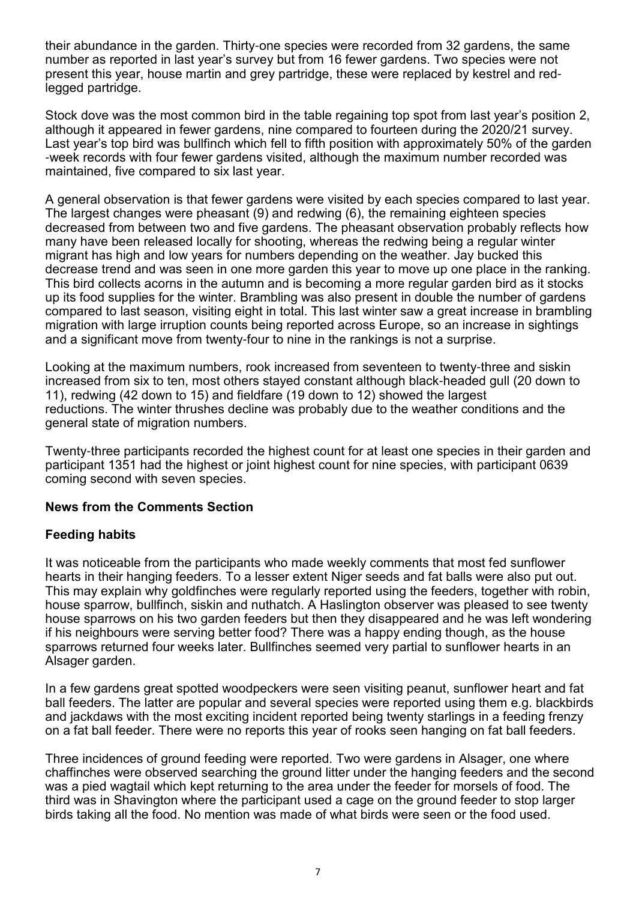their abundance in the garden. Thirty-one species were recorded from 32 gardens, the same number as reported in last year's survey but from 16 fewer gardens. Two species were not present this year, house martin and grey partridge, these were replaced by kestrel and red-legged partridge.

Stock dove was the most common bird in the table regaining top spot from last year's position 2, although it appeared in fewer gardens, nine compared to fourteen during the 2020/21 survey. Last year's top bird was bullfinch which fell to fifth position with approximately 50% of the garden-week records with four fewer gardens visited, although the maximum number recorded was maintained, five compared to six last year.

A general observation is that fewer gardens were visited by each species compared to last year. The largest changes were pheasant (9) and redwing (6), the remaining eighteen species decreased from between two and five gardens. The pheasant observation probably reflects how many have been released locally for shooting, whereas the redwing being a regular winter migrant has high and low years for numbers depending on the weather. Jay bucked this decrease trend and was seen in one more garden this year to move up one place in the ranking. This bird collects acorns in the autumn and is becoming a more regular garden bird as it stocks up its food supplies for the winter. Brambling was also present in double the number of gardens compared to last season, visiting eight in total. This last winter saw a great increase in brambling migration with large irruption counts being reported across Europe, so an increase in sightings and a significant move from twenty-four to nine in the rankings is not a surprise.

Looking at the maximum numbers, rook increased from seventeen to twenty-three and siskin increased from six to ten, most others stayed constant although black-headed gull (20 down to 11), redwing (42 down to 15) and fieldfare (19 down to 12) showed the largest reductions. The winter thrushes decline was probably due to the weather conditions and the general state of migration numbers.

Twenty-three participants recorded the highest count for at least one species in their garden and participant 1351 had the highest or joint highest count for nine species, with participant 0639 coming second with seven species.

## News from the Comments Section

### Feeding habits

It was noticeable from the participants who made weekly comments that most fed sunflower hearts in their hanging feeders. To a lesser extent Niger seeds and fat balls were also put out. This may explain why goldfinches were regularly reported using the feeders, together with robin, house sparrow, bullfinch, siskin and nuthatch. A Haslington observer was pleased to see twenty house sparrows on his two garden feeders but then they disappeared and he was left wondering if his neighbours were serving better food? There was a happy ending though, as the house sparrows returned four weeks later. Bullfinches seemed very partial to sunflower hearts in an Alsager garden.

In a few gardens great spotted woodpeckers were seen visiting peanut, sunflower heart and fat ball feeders. The latter are popular and several species were reported using them e.g. blackbirds and jackdaws with the most exciting incident reported being twenty starlings in a feeding frenzy on a fat ball feeder. There were no reports this year of rooks seen hanging on fat ball feeders.

Three incidences of ground feeding were reported. Two were gardens in Alsager, one where chaffinches were observed searching the ground litter under the hanging feeders and the second was a pied wagtail which kept returning to the area under the feeder for morsels of food. The third was in Shavington where the participant used a cage on the ground feeder to stop larger birds taking all the food. No mention was made of what birds were seen or the food used.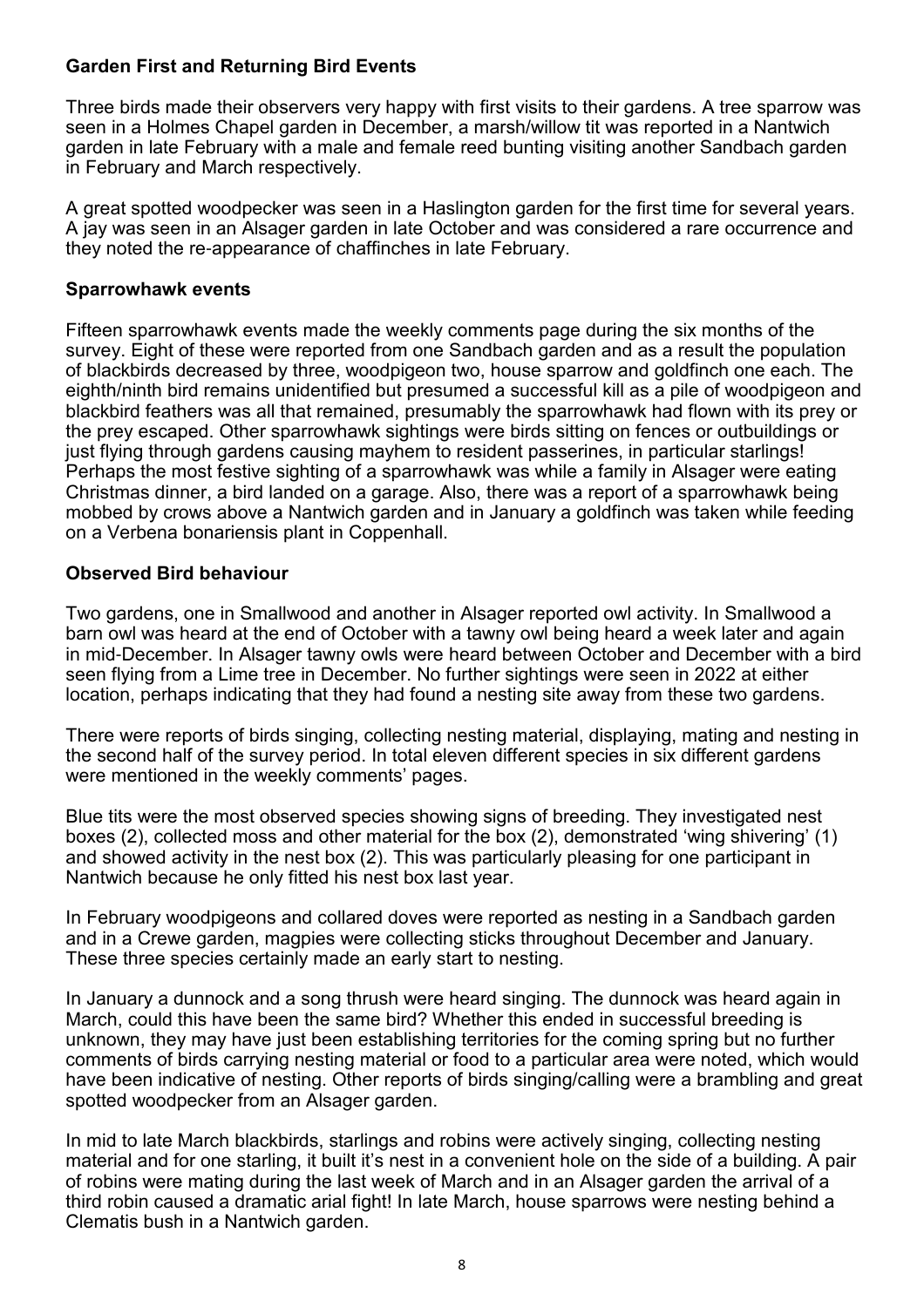### Garden First and Returning Bird Events

Three birds made their observers very happy with first visits to their gardens. A tree sparrow was seen in a Holmes Chapel garden in December, a marsh/willow tit was reported in a Nantwich garden in late February with a male and female reed bunting visiting another Sandbach garden in February and March respectively.

A great spotted woodpecker was seen in a Haslington garden for the first time for several years. A jay was seen in an Alsager garden in late October and was considered a rare occurrence and they noted the re-appearance of chaffinches in late February.

### Sparrowhawk events

Fifteen sparrowhawk events made the weekly comments page during the six months of the survey. Eight of these were reported from one Sandbach garden and as a result the population of blackbirds decreased by three, woodpigeon two, house sparrow and goldfinch one each. The eighth/ninth bird remains unidentified but presumed a successful kill as a pile of woodpigeon and blackbird feathers was all that remained, presumably the sparrowhawk had flown with its prey or the prey escaped. Other sparrowhawk sightings were birds sitting on fences or outbuildings or just flying through gardens causing mayhem to resident passerines, in particular starlings! Perhaps the most festive sighting of a sparrowhawk was while a family in Alsager were eating Christmas dinner, a bird landed on a garage. Also, there was a report of a sparrowhawk being mobbed by crows above a Nantwich garden and in January a goldfinch was taken while feeding on a Verbena bonariensis plant in Coppenhall.

### Observed Bird behaviour

Two gardens, one in Smallwood and another in Alsager reported owl activity. In Smallwood a barn owl was heard at the end of October with a tawny owl being heard a week later and again in mid-December. In Alsager tawny owls were heard between October and December with a bird seen flying from a Lime tree in December. No further sightings were seen in 2022 at either location, perhaps indicating that they had found a nesting site away from these two gardens.

There were reports of birds singing, collecting nesting material, displaying, mating and nesting in the second half of the survey period. In total eleven different species in six different gardens were mentioned in the weekly comments' pages.

Blue tits were the most observed species showing signs of breeding. They investigated nest boxes (2), collected moss and other material for the box (2), demonstrated 'wing shivering' (1) and showed activity in the nest box (2). This was particularly pleasing for one participant in Nantwich because he only fitted his nest box last year.

In February woodpigeons and collared doves were reported as nesting in a Sandbach garden and in a Crewe garden, magpies were collecting sticks throughout December and January. These three species certainly made an early start to nesting.

In January a dunnock and a song thrush were heard singing. The dunnock was heard again in March, could this have been the same bird? Whether this ended in successful breeding is unknown, they may have just been establishing territories for the coming spring but no further comments of birds carrying nesting material or food to a particular area were noted, which would have been indicative of nesting. Other reports of birds singing/calling were a brambling and great spotted woodpecker from an Alsager garden.

In mid to late March blackbirds, starlings and robins were actively singing, collecting nesting material and for one starling, it built it's nest in a convenient hole on the side of a building. A pair of robins were mating during the last week of March and in an Alsager garden the arrival of a third robin caused a dramatic arial fight! In late March, house sparrows were nesting behind a Clematis bush in a Nantwich garden.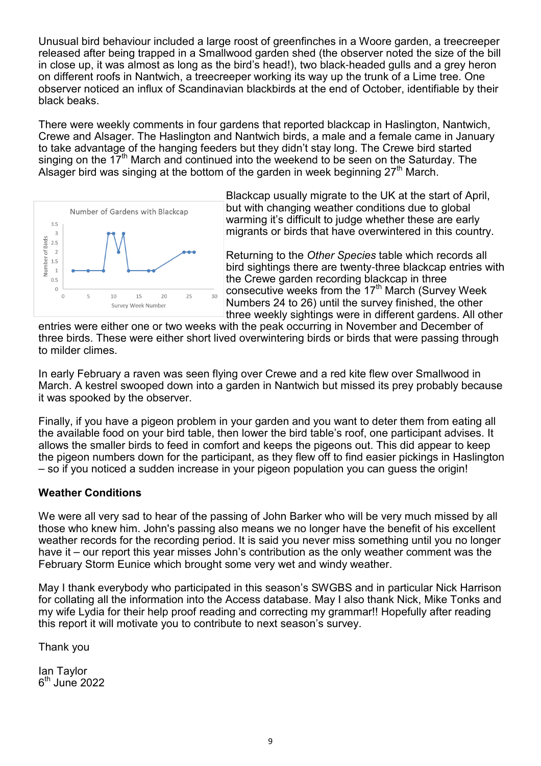Unusual bird behaviour included a large roost of greenfinches in a Woore garden, a treecreeper released after being trapped in a Smallwood garden shed (the observer noted the size of the bill in close up, it was almost as long as the bird's head!), two black-headed gulls and a grey heron on different roofs in Nantwich, a treecreeper working its way up the trunk of a Lime tree. One observer noticed an influx of Scandinavian blackbirds at the end of October, identifiable by their black beaks.

There were weekly comments in four gardens that reported blackcap in Haslington, Nantwich, Crewe and Alsager. The Haslington and Nantwich birds, a male and a female came in January to take advantage of the hanging feeders but they didn't stay long. The Crewe bird started singing on the 17th March and continued into the weekend to be seen on the Saturday. The Alsager bird was singing at the bottom of the garden in week beginning 27th March.

Number of Gardens with Blackcap

Number of Birds

0
0.5
1
1.5
2
2.5
3
3.5

Survey Week Number

0
5
10
15
20
25
30

Blackcap usually migrate to the UK at the start of April, but with changing weather conditions due to global warming it's difficult to judge whether these are early migrants or birds that have overwintered in this country.

Returning to the *Other Species* table which records all bird sightings there are twenty-three blackcap entries with the Crewe garden recording blackcap in three consecutive weeks from the 17th March (Survey Week Numbers 24 to 26) until the survey finished, the other three weekly sightings were in different gardens. All other entries were either one or two weeks with the peak occurring in November and December of three birds. These were either short lived overwintering birds or birds that were passing through to milder climes.

In early February a raven was seen flying over Crewe and a red kite flew over Smallwood in March. A kestrel swooped down into a garden in Nantwich but missed its prey probably because it was spooked by the observer.

Finally, if you have a pigeon problem in your garden and you want to deter them from eating all the available food on your bird table, then lower the bird table's roof, one participant advises. It allows the smaller birds to feed in comfort and keeps the pigeons out. This did appear to keep the pigeon numbers down for the participant, as they flew off to find easier pickings in Haslington – so if you noticed a sudden increase in your pigeon population you can guess the origin!

**Weather Conditions**

We were all very sad to hear of the passing of John Barker who will be very much missed by all those who knew him. John's passing also means we no longer have the benefit of his excellent weather records for the recording period. It is said you never miss something until you no longer have it – our report this year misses John's contribution as the only weather comment was the February Storm Eunice which brought some very wet and windy weather.

May I thank everybody who participated in this season's SWGBS and in particular Nick Harrison for collating all the information into the Access database. May I also thank Nick, Mike Tonks and my wife Lydia for their help proof reading and correcting my grammar!! Hopefully after reading this report it will motivate you to contribute to next season's survey.

Thank you

Ian Taylor
6th June 2022